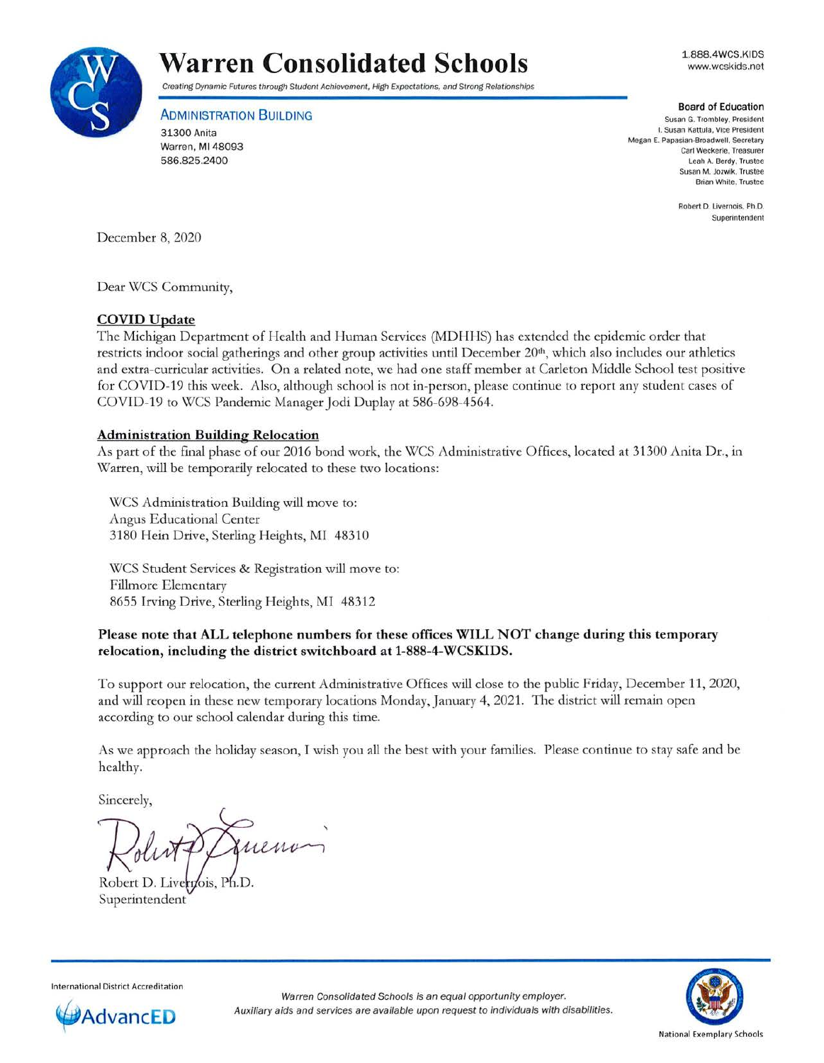# Warren Consolidated Schools

*Creating Dynamic Futures through Student Achievement, High Expectations, and Strong Relationships*

1.888.4WCS.KIDS
www.wcskids.net

**ADMINISTRATION BUILDING**
31300 Anita
Warren, MI 48093
586.825.2400

**Board of Education**
Susan G. Trombley, President
I. Susan Kattula, Vice President
Megan E. Papasian-Broadwell, Secretary
Carl Weckerle, Treasurer
Leah A. Berdy, Trustee
Susan M. Jozwik, Trustee
Brian White, Trustee

Robert D. Livernois, Ph.D.
Superintendent

December 8, 2020

Dear WCS Community,

**COVID Update**

The Michigan Department of Health and Human Services (MDHHS) has extended the epidemic order that restricts indoor social gatherings and other group activities until December 20th, which also includes our athletics and extra-curricular activities. On a related note, we had one staff member at Carleton Middle School test positive for COVID-19 this week. Also, although school is not in-person, please continue to report any student cases of COVID-19 to WCS Pandemic Manager Jodi Duplay at 586-698-4564.

**Administration Building Relocation**

As part of the final phase of our 2016 bond work, the WCS Administrative Offices, located at 31300 Anita Dr., in Warren, will be temporarily relocated to these two locations:

WCS Administration Building will move to:
Angus Educational Center
3180 Hein Drive, Sterling Heights, MI 48310

WCS Student Services & Registration will move to:
Fillmore Elementary
8655 Irving Drive, Sterling Heights, MI 48312

**Please note that ALL telephone numbers for these offices WILL NOT change during this temporary relocation, including the district switchboard at 1-888-4-WCSKIDS.**

To support our relocation, the current Administrative Offices will close to the public Friday, December 11, 2020, and will reopen in these new temporary locations Monday, January 4, 2021. The district will remain open according to our school calendar during this time.

As we approach the holiday season, I wish you all the best with your families. Please continue to stay safe and be healthy.

Sincerely,

Robert D. Livernois, Ph.D.
Superintendent

International District Accreditation
AdvancED

*Warren Consolidated Schools is an equal opportunity employer.*
*Auxiliary aids and services are available upon request to individuals with disabilities.*

National Exemplary Schools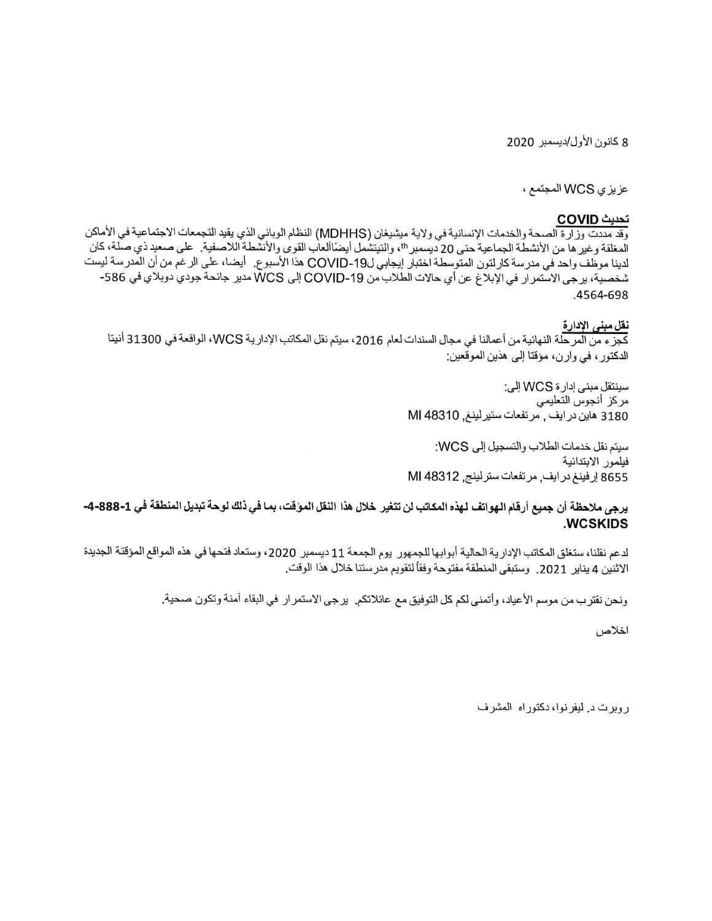8 كانون الأول/ديسمبر 2020

عزيزي WCS المجتمع ،

**تحديث COVID**

وقد مددت وزارة الصحة والخدمات الإنسانية في ولاية ميشيغان (MDHHS) النظام الوبائي الذي يقيد التجمعات الاجتماعية في الأماكن المغلقة وغيرها من الأنشطة الجماعية حتى 20 ديسمبرth، والتيتشمل أيضًاألعاب القوى والأنشطة اللاصفية. على صعيد ذي صلة، كان لدينا موظف واحد في مدرسة كارلتون المتوسطة اختبار إيجابي لCOVID-19 هذا الأسبوع. أيضا، على الرغم من أن المدرسة ليست شخصية، يرجى الاستمرار في الإبلاغ عن أي حالات الطلاب من COVID-19 إلى WCS مدير جانحة جودي دوبلاي في 586-4564-698.

**نقل مبنى الإدارة**

كجزء من المرحلة النهائية من أعمالنا في مجال السندات لعام 2016، سيتم نقل المكاتب الإدارية WCS، الواقعة في 31300 أنيتا الدكتور، في وارن، مؤقتا إلى هذين الموقعين:

سينتقل مبنى إدارة WCS إلى:
مركز أنجوس التعليمي
3180 هاين درايف , مرتفعات ستيرلينغ, MI 48310

سيتم نقل خدمات الطلاب والتسجيل إلى WCS:
فيلمور الابتدائية
8655 إرفينغ درايف, مرتفعات سترلينج, MI 48312

**يرجى ملاحظة أن جميع أرقام الهواتف لهذه المكاتب لن تتغير خلال هذا النقل المؤقت، بما في ذلك لوحة تبديل المنطقة في 1-888-4-WCSKIDS.**

لدعم نقلنا، ستغلق المكاتب الإدارية الحالية أبوابها للجمهور يوم الجمعة 11 ديسمبر 2020، وستعاد فتحها في هذه المواقع المؤقتة الجديدة الاثنين 4 يناير 2021. وستبقى المنطقة مفتوحة وفقاً لتقويم مدرستنا خلال هذا الوقت.

ونحن نقترب من موسم الأعياد، وأتمنى لكم كل التوفيق مع عائلاتكم. يرجى الاستمرار في البقاء آمنة وتكون صحية.

اخلاص

روبرت د. ليفرنوا، دكتوراه المشرف